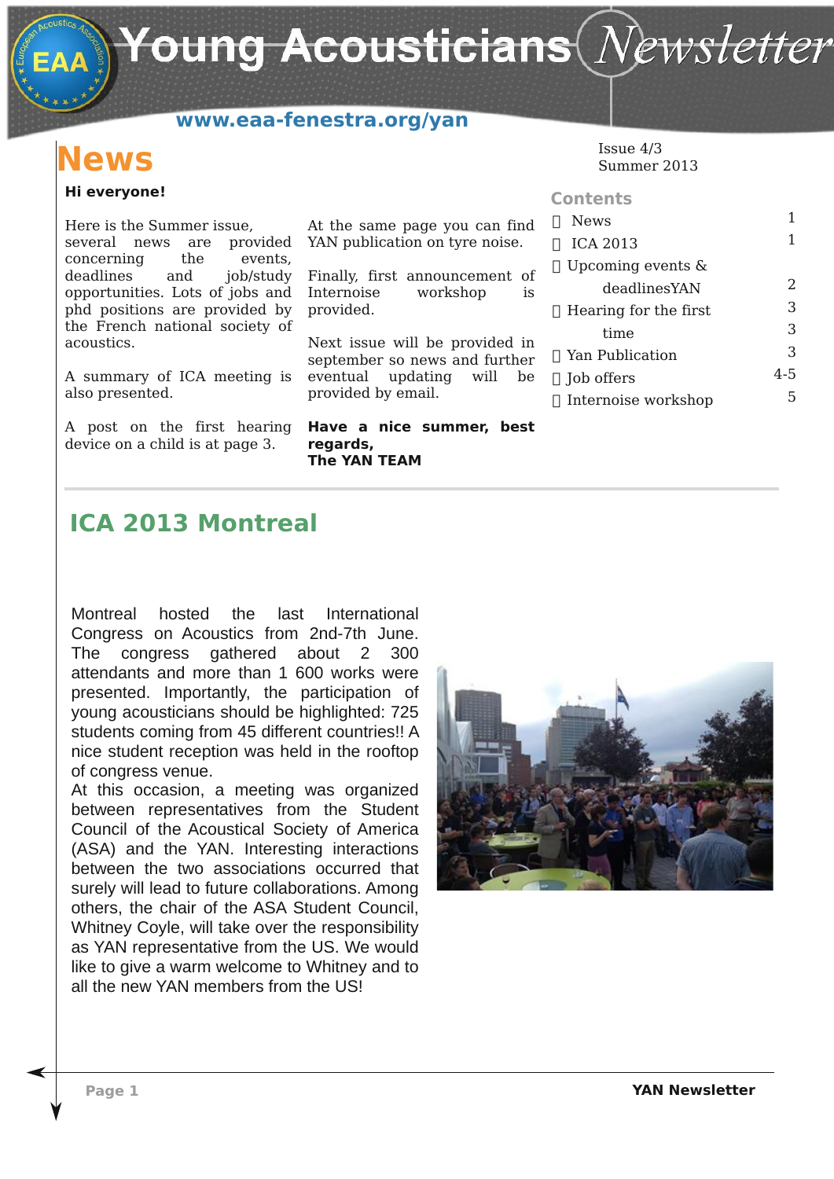# Young Acousticians Newsletter

www.eaa-fenestra.org/yan

Issue 4/3
Summer 2013

## Contents

| | |
|---|---|
| News | 1 |
| ICA 2013 | 1 |
| Upcoming events & deadlinesYAN | 2 |
| Hearing for the first time | 3 |
| Yan Publication | 3 |
| Job offers | 4-5 |
| Internoise workshop | 5 |

# News

**Hi everyone!**

Here is the Summer issue, several news are provided concerning the events, deadlines and job/study opportunities. Lots of jobs and phd positions are provided by the French national society of acoustics.

A summary of ICA meeting is also presented.

A post on the first hearing device on a child is at page 3.

At the same page you can find YAN publication on tyre noise.

Finally, first announcement of Internoise workshop is provided.

Next issue will be provided in september so news and further eventual updating will be provided by email.

**Have a nice summer, best regards,**
**The YAN TEAM**

## ICA 2013 Montreal

Montreal hosted the last International Congress on Acoustics from 2nd-7th June. The congress gathered about 2 300 attendants and more than 1 600 works were presented. Importantly, the participation of young acousticians should be highlighted: 725 students coming from 45 different countries!! A nice student reception was held in the rooftop of congress venue.

At this occasion, a meeting was organized between representatives from the Student Council of the Acoustical Society of America (ASA) and the YAN. Interesting interactions between the two associations occurred that surely will lead to future collaborations. Among others, the chair of the ASA Student Council, Whitney Coyle, will take over the responsibility as YAN representative from the US. We would like to give a warm welcome to Whitney and to all the new YAN members from the US!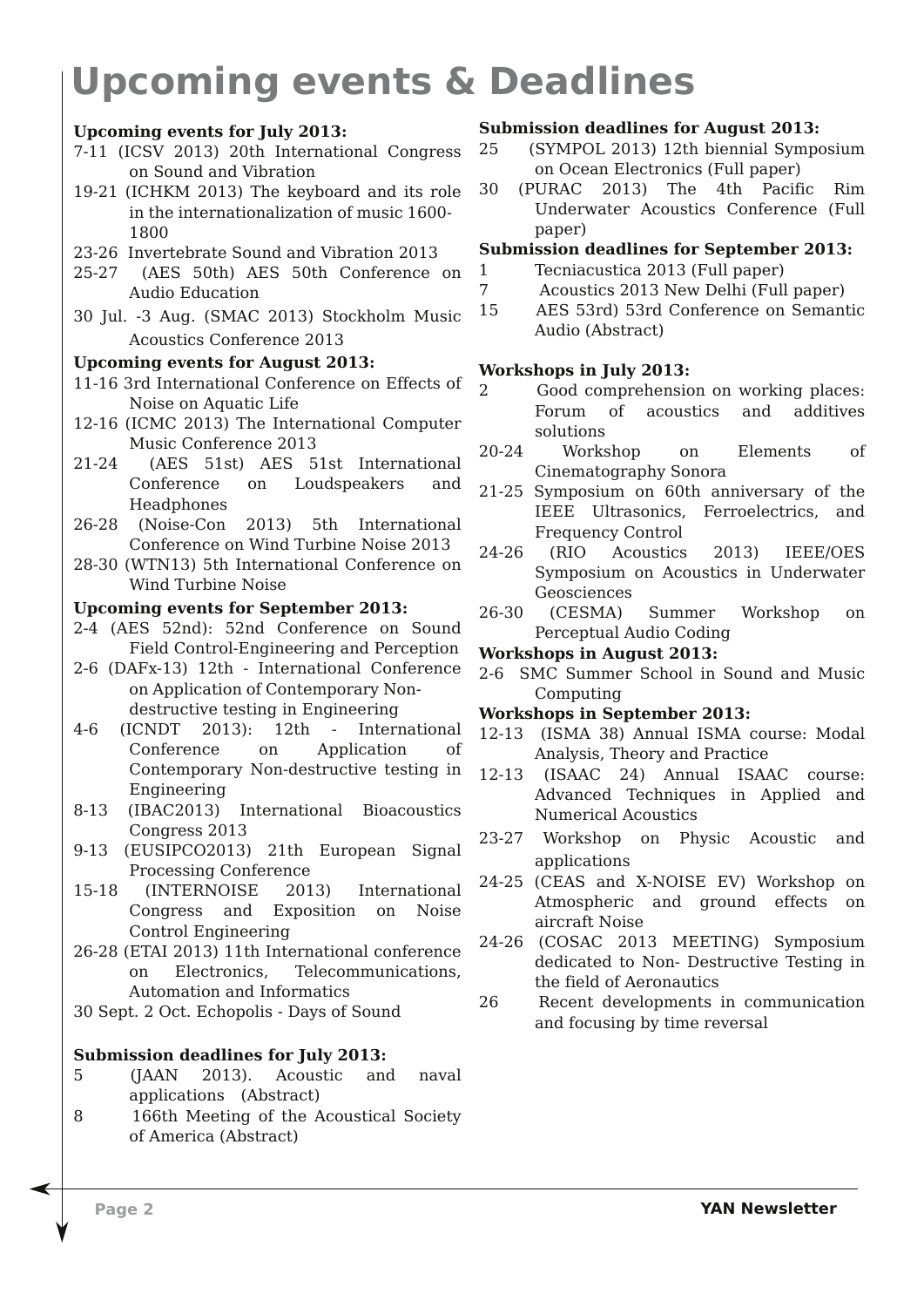# Upcoming events & Deadlines

**Upcoming events for July 2013:**

7-11 (ICSV 2013) 20th International Congress on Sound and Vibration

19-21 (ICHKM 2013) The keyboard and its role in the internationalization of music 1600-1800

23-26 Invertebrate Sound and Vibration 2013

25-27 (AES 50th) AES 50th Conference on Audio Education

30 Jul. -3 Aug. (SMAC 2013) Stockholm Music Acoustics Conference 2013

**Upcoming events for August 2013:**

11-16 3rd International Conference on Effects of Noise on Aquatic Life

12-16 (ICMC 2013) The International Computer Music Conference 2013

21-24 (AES 51st) AES 51st International Conference on Loudspeakers and Headphones

26-28 (Noise-Con 2013) 5th International Conference on Wind Turbine Noise 2013

28-30 (WTN13) 5th International Conference on Wind Turbine Noise

**Upcoming events for September 2013:**

2-4 (AES 52nd): 52nd Conference on Sound Field Control-Engineering and Perception

2-6 (DAFx-13) 12th - International Conference on Application of Contemporary Non-destructive testing in Engineering

4-6 (ICNDT 2013): 12th - International Conference on Application of Contemporary Non-destructive testing in Engineering

8-13 (IBAC2013) International Bioacoustics Congress 2013

9-13 (EUSIPCO2013) 21th European Signal Processing Conference

15-18 (INTERNOISE 2013) International Congress and Exposition on Noise Control Engineering

26-28 (ETAI 2013) 11th International conference on Electronics, Telecommunications, Automation and Informatics

30 Sept. 2 Oct. Echopolis - Days of Sound

**Submission deadlines for July 2013:**

5 (JAAN 2013). Acoustic and naval applications (Abstract)

8 166th Meeting of the Acoustical Society of America (Abstract)

**Submission deadlines for August 2013:**

25 (SYMPOL 2013) 12th biennial Symposium on Ocean Electronics (Full paper)

30 (PURAC 2013) The 4th Pacific Rim Underwater Acoustics Conference (Full paper)

**Submission deadlines for September 2013:**

1 Tecniacustica 2013 (Full paper)

7 Acoustics 2013 New Delhi (Full paper)

15 AES 53rd) 53rd Conference on Semantic Audio (Abstract)

**Workshops in July 2013:**

2 Good comprehension on working places: Forum of acoustics and additives solutions

20-24 Workshop on Elements of Cinematography Sonora

21-25 Symposium on 60th anniversary of the IEEE Ultrasonics, Ferroelectrics, and Frequency Control

24-26 (RIO Acoustics 2013) IEEE/OES Symposium on Acoustics in Underwater Geosciences

26-30 (CESMA) Summer Workshop on Perceptual Audio Coding

**Workshops in August 2013:**

2-6 SMC Summer School in Sound and Music Computing

**Workshops in September 2013:**

12-13 (ISMA 38) Annual ISMA course: Modal Analysis, Theory and Practice

12-13 (ISAAC 24) Annual ISAAC course: Advanced Techniques in Applied and Numerical Acoustics

23-27 Workshop on Physic Acoustic and applications

24-25 (CEAS and X-NOISE EV) Workshop on Atmospheric and ground effects on aircraft Noise

24-26 (COSAC 2013 MEETING) Symposium dedicated to Non- Destructive Testing in the field of Aeronautics

26 Recent developments in communication and focusing by time reversal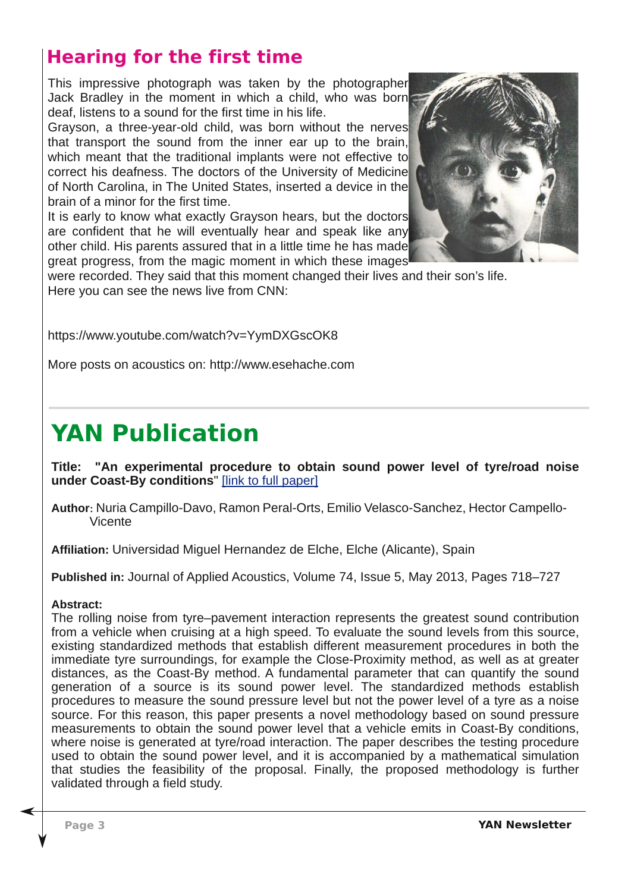## Hearing for the first time

This impressive photograph was taken by the photographer Jack Bradley in the moment in which a child, who was born deaf, listens to a sound for the first time in his life.

Grayson, a three-year-old child, was born without the nerves that transport the sound from the inner ear up to the brain, which meant that the traditional implants were not effective to correct his deafness. The doctors of the University of Medicine of North Carolina, in The United States, inserted a device in the brain of a minor for the first time.

It is early to know what exactly Grayson hears, but the doctors are confident that he will eventually hear and speak like any other child. His parents assured that in a little time he has made great progress, from the magic moment in which these images were recorded. They said that this moment changed their lives and their son's life.

Here you can see the news live from CNN:

https://www.youtube.com/watch?v=YymDXGscOK8

More posts on acoustics on: http://www.esehache.com

# YAN Publication

**Title: "An experimental procedure to obtain sound power level of tyre/road noise under Coast-By conditions"** [link to full paper]

**Author:** Nuria Campillo-Davo, Ramon Peral-Orts, Emilio Velasco-Sanchez, Hector Campello-Vicente

**Affiliation:** Universidad Miguel Hernandez de Elche, Elche (Alicante), Spain

**Published in:** Journal of Applied Acoustics, Volume 74, Issue 5, May 2013, Pages 718–727

**Abstract:**

The rolling noise from tyre–pavement interaction represents the greatest sound contribution from a vehicle when cruising at a high speed. To evaluate the sound levels from this source, existing standardized methods that establish different measurement procedures in both the immediate tyre surroundings, for example the Close-Proximity method, as well as at greater distances, as the Coast-By method. A fundamental parameter that can quantify the sound generation of a source is its sound power level. The standardized methods establish procedures to measure the sound pressure level but not the power level of a tyre as a noise source. For this reason, this paper presents a novel methodology based on sound pressure measurements to obtain the sound power level that a vehicle emits in Coast-By conditions, where noise is generated at tyre/road interaction. The paper describes the testing procedure used to obtain the sound power level, and it is accompanied by a mathematical simulation that studies the feasibility of the proposal. Finally, the proposed methodology is further validated through a field study.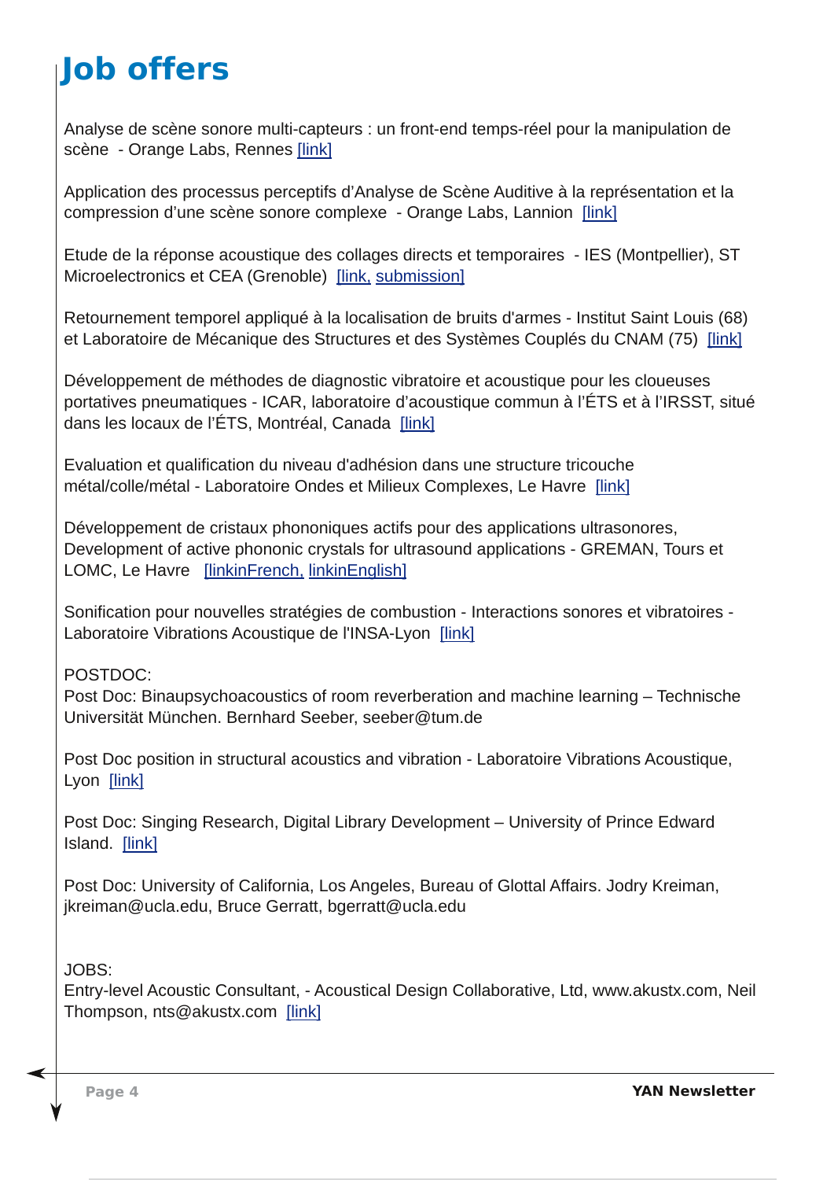# Job offers

Analyse de scène sonore multi-capteurs : un front-end temps-réel pour la manipulation de scène - Orange Labs, Rennes [link]

Application des processus perceptifs d'Analyse de Scène Auditive à la représentation et la compression d'une scène sonore complexe - Orange Labs, Lannion [link]

Etude de la réponse acoustique des collages directs et temporaires - IES (Montpellier), ST Microelectronics et CEA (Grenoble) [link, submission]

Retournement temporel appliqué à la localisation de bruits d'armes - Institut Saint Louis (68) et Laboratoire de Mécanique des Structures et des Systèmes Couplés du CNAM (75) [link]

Développement de méthodes de diagnostic vibratoire et acoustique pour les cloueuses portatives pneumatiques - ICAR, laboratoire d'acoustique commun à l'ÉTS et à l'IRSST, situé dans les locaux de l'ÉTS, Montréal, Canada [link]

Evaluation et qualification du niveau d'adhésion dans une structure tricouche métal/colle/métal - Laboratoire Ondes et Milieux Complexes, Le Havre [link]

Développement de cristaux phononiques actifs pour des applications ultrasonores, Development of active phononic crystals for ultrasound applications - GREMAN, Tours et LOMC, Le Havre [linkinFrench, linkinEnglish]

Sonification pour nouvelles stratégies de combustion - Interactions sonores et vibratoires - Laboratoire Vibrations Acoustique de l'INSA-Lyon [link]

POSTDOC:
Post Doc: Binaupsychoacoustics of room reverberation and machine learning – Technische Universität München. Bernhard Seeber, seeber@tum.de

Post Doc position in structural acoustics and vibration - Laboratoire Vibrations Acoustique, Lyon [link]

Post Doc: Singing Research, Digital Library Development – University of Prince Edward Island. [link]

Post Doc: University of California, Los Angeles, Bureau of Glottal Affairs. Jodry Kreiman, jkreiman@ucla.edu, Bruce Gerratt, bgerratt@ucla.edu

JOBS:
Entry-level Acoustic Consultant, - Acoustical Design Collaborative, Ltd, www.akustx.com, Neil Thompson, nts@akustx.com [link]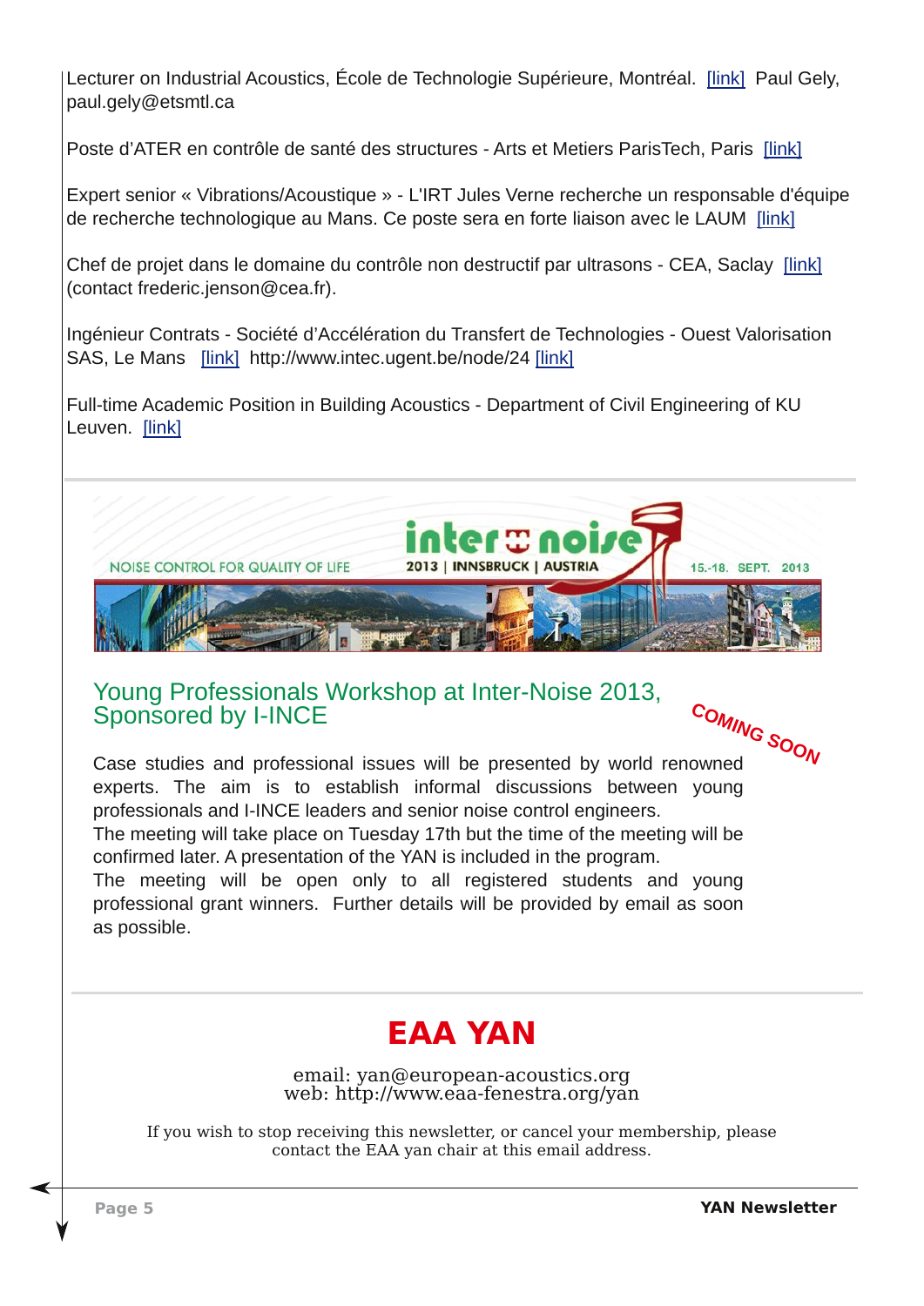Lecturer on Industrial Acoustics, École de Technologie Supérieure, Montréal. [link] Paul Gely, paul.gely@etsmtl.ca

Poste d'ATER en contrôle de santé des structures - Arts et Metiers ParisTech, Paris [link]

Expert senior « Vibrations/Acoustique » - L'IRT Jules Verne recherche un responsable d'équipe de recherche technologique au Mans. Ce poste sera en forte liaison avec le LAUM [link]

Chef de projet dans le domaine du contrôle non destructif par ultrasons - CEA, Saclay [link] (contact frederic.jenson@cea.fr).

Ingénieur Contrats - Société d'Accélération du Transfert de Technologies - Ouest Valorisation SAS, Le Mans [link] http://www.intec.ugent.be/node/24 [link]

Full-time Academic Position in Building Acoustics - Department of Civil Engineering of KU Leuven. [link]

---

NOISE CONTROL FOR QUALITY OF LIFE

inter noise 2013 | INNSBRUCK | AUSTRIA

15.-18. SEPT. 2013

## Young Professionals Workshop at Inter-Noise 2013, Sponsored by I-INCE

COMING SOON

Case studies and professional issues will be presented by world renowned experts. The aim is to establish informal discussions between young professionals and I-INCE leaders and senior noise control engineers.
The meeting will take place on Tuesday 17th but the time of the meeting will be confirmed later. A presentation of the YAN is included in the program.
The meeting will be open only to all registered students and young professional grant winners. Further details will be provided by email as soon as possible.

---

# EAA YAN

email: yan@european-acoustics.org
web: http://www.eaa-fenestra.org/yan

If you wish to stop receiving this newsletter, or cancel your membership, please contact the EAA yan chair at this email address.